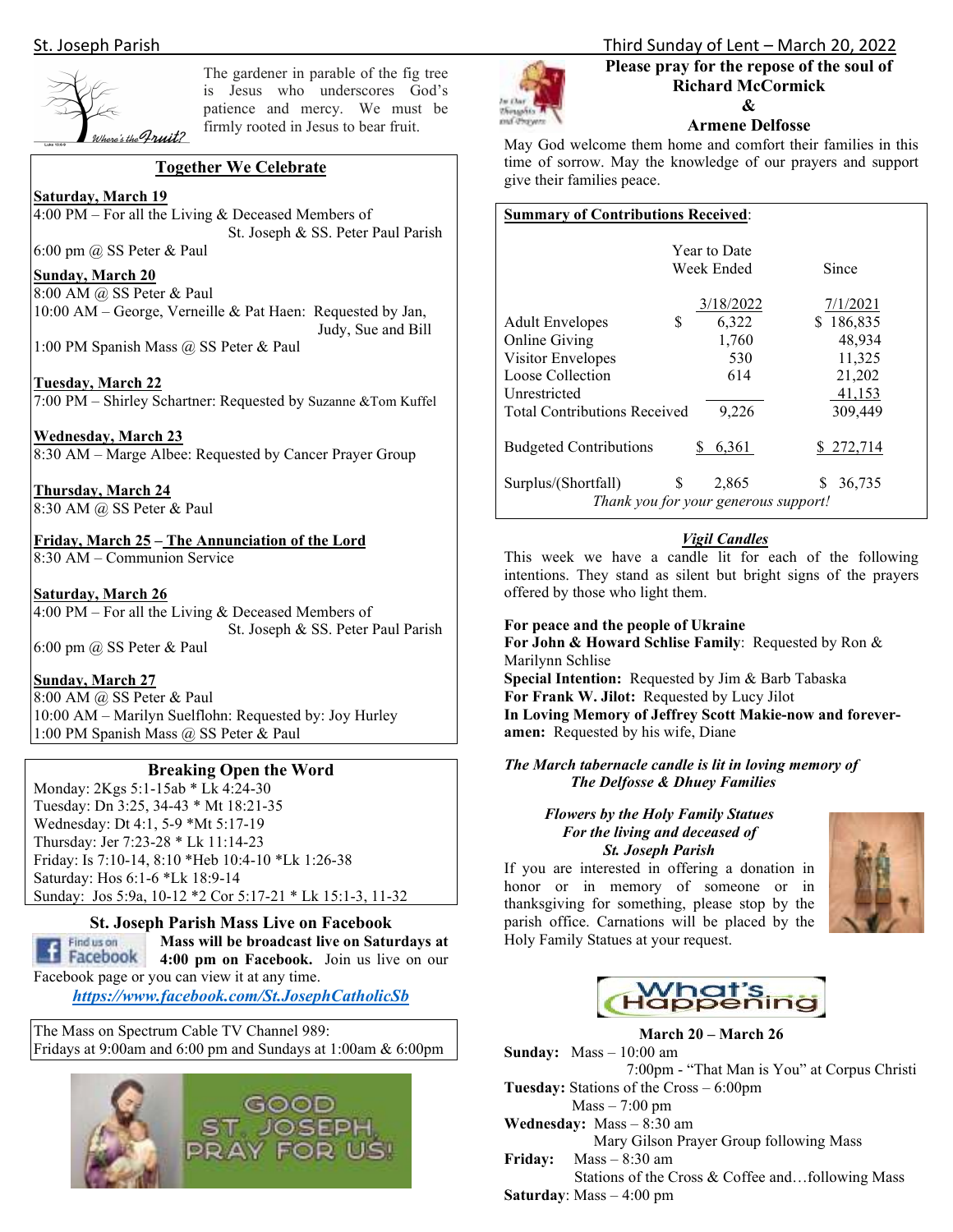St. Joseph Parish — Third Sunday of Lent – March 20, 2022

The gardener in parable of the fig tree is Jesus who underscores God's patience and mercy. We must be firmly rooted in Jesus to bear fruit.

## Together We Celebrate

**Saturday, March 19**
4:00 PM – For all the Living & Deceased Members of St. Joseph & SS. Peter Paul Parish
6:00 pm @ SS Peter & Paul

**Sunday, March 20**
8:00 AM @ SS Peter & Paul
10:00 AM – George, Verneille & Pat Haen: Requested by Jan, Judy, Sue and Bill
1:00 PM Spanish Mass @ SS Peter & Paul

**Tuesday, March 22**
7:00 PM – Shirley Schartner: Requested by Suzanne &Tom Kuffel

**Wednesday, March 23**
8:30 AM – Marge Albee: Requested by Cancer Prayer Group

**Thursday, March 24**
8:30 AM @ SS Peter & Paul

**Friday, March 25 – The Annunciation of the Lord**
8:30 AM – Communion Service

**Saturday, March 26**
4:00 PM – For all the Living & Deceased Members of St. Joseph & SS. Peter Paul Parish
6:00 pm @ SS Peter & Paul

**Sunday, March 27**
8:00 AM @ SS Peter & Paul
10:00 AM – Marilyn Suelflohn: Requested by: Joy Hurley
1:00 PM Spanish Mass @ SS Peter & Paul

## Breaking Open the Word

Monday: 2Kgs 5:1-15ab * Lk 4:24-30
Tuesday: Dn 3:25, 34-43 * Mt 18:21-35
Wednesday: Dt 4:1, 5-9 *Mt 5:17-19
Thursday: Jer 7:23-28 * Lk 11:14-23
Friday: Is 7:10-14, 8:10 *Heb 10:4-10 *Lk 1:26-38
Saturday: Hos 6:1-6 *Lk 18:9-14
Sunday: Jos 5:9a, 10-12 *2 Cor 5:17-21 * Lk 15:1-3, 11-32

## St. Joseph Parish Mass Live on Facebook

**Mass will be broadcast live on Saturdays at 4:00 pm on Facebook.** Join us live on our Facebook page or you can view it at any time.

***https://www.facebook.com/St.JosephCatholicSb***

The Mass on Spectrum Cable TV Channel 989:
Fridays at 9:00am and 6:00 pm and Sundays at 1:00am & 6:00pm

GOOD ST. JOSEPH, PRAY FOR US!

**Please pray for the repose of the soul of**
**Richard McCormick**
**&**
**Armene Delfosse**

May God welcome them home and comfort their families in this time of sorrow. May the knowledge of our prayers and support give their families peace.

**Summary of Contributions Received:**

| | Year to Date Week Ended 3/18/2022 | Since 7/1/2021 |
|---|---|---|
| Adult Envelopes | $ 6,322 | $ 186,835 |
| Online Giving | 1,760 | 48,934 |
| Visitor Envelopes | 530 | 11,325 |
| Loose Collection | 614 | 21,202 |
| Unrestricted | | 41,153 |
| Total Contributions Received | 9,226 | 309,449 |
| Budgeted Contributions | $ 6,361 | $ 272,714 |
| Surplus/(Shortfall) | $ 2,865 | $ 36,735 |

*Thank you for your generous support!*

### *Vigil Candles*

This week we have a candle lit for each of the following intentions. They stand as silent but bright signs of the prayers offered by those who light them.

**For peace and the people of Ukraine**
**For John & Howard Schlise Family**: Requested by Ron & Marilynn Schlise
**Special Intention:** Requested by Jim & Barb Tabaska
**For Frank W. Jilot:** Requested by Lucy Jilot
**In Loving Memory of Jeffrey Scott Makie-now and forever-amen:** Requested by his wife, Diane

***The March tabernacle candle is lit in loving memory of The Delfosse & Dhuey Families***

***Flowers by the Holy Family Statues***
***For the living and deceased of***
***St. Joseph Parish***

If you are interested in offering a donation in honor or in memory of someone or in thanksgiving for something, please stop by the parish office. Carnations will be placed by the Holy Family Statues at your request.

## What's Happening

**March 20 – March 26**

**Sunday:** Mass – 10:00 am
7:00pm - "That Man is You" at Corpus Christi
**Tuesday:** Stations of the Cross – 6:00pm
Mass – 7:00 pm
**Wednesday:** Mass – 8:30 am
Mary Gilson Prayer Group following Mass
**Friday:** Mass – 8:30 am
Stations of the Cross & Coffee and…following Mass
**Saturday**: Mass – 4:00 pm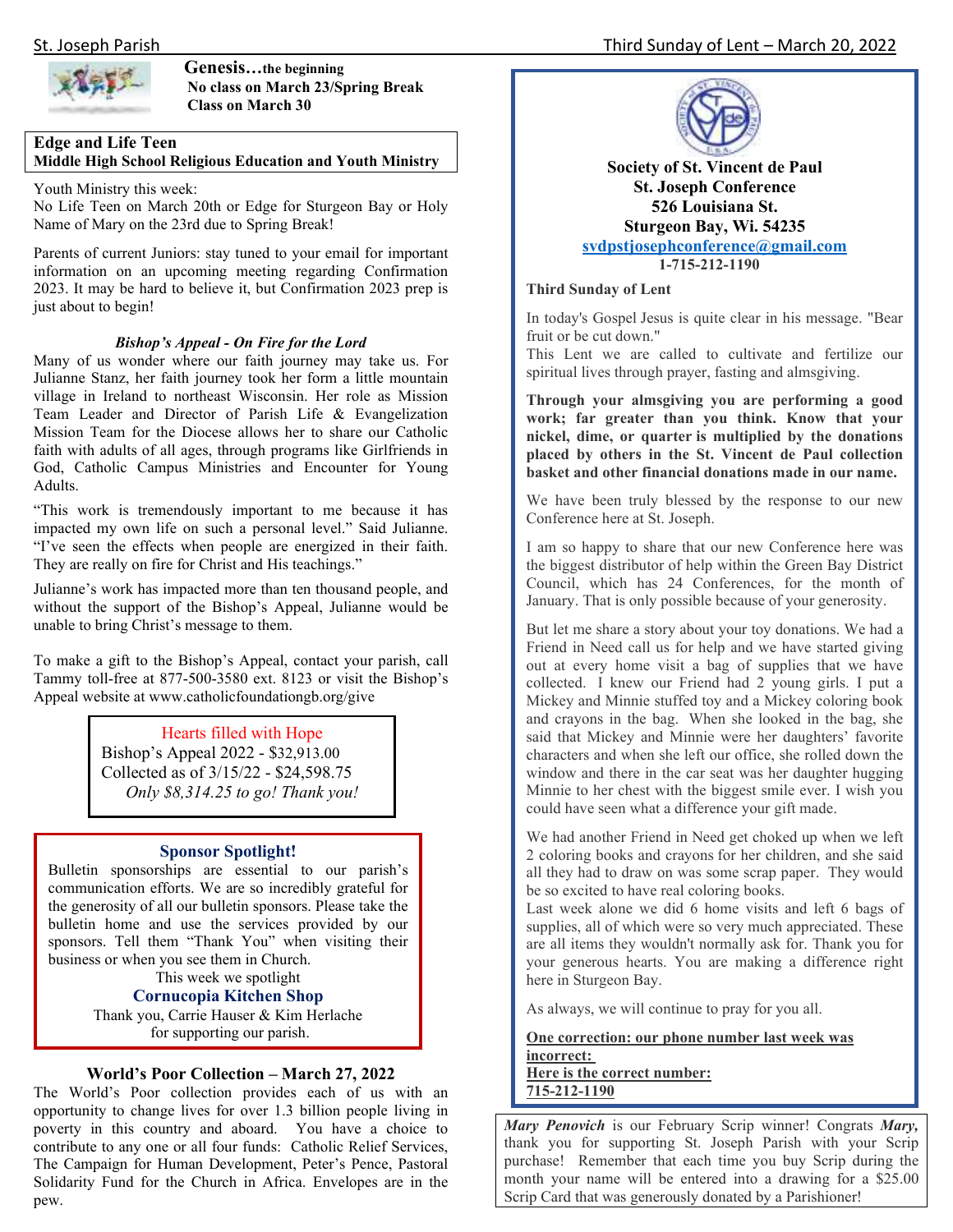**Genesis…the beginning**
**No class on March 23/Spring Break**
**Class on March 30**

## Edge and Life Teen
### Middle High School Religious Education and Youth Ministry

Youth Ministry this week:
No Life Teen on March 20th or Edge for Sturgeon Bay or Holy Name of Mary on the 23rd due to Spring Break!

Parents of current Juniors: stay tuned to your email for important information on an upcoming meeting regarding Confirmation 2023. It may be hard to believe it, but Confirmation 2023 prep is just about to begin!

***Bishop's Appeal - On Fire for the Lord***

Many of us wonder where our faith journey may take us. For Julianne Stanz, her faith journey took her form a little mountain village in Ireland to northeast Wisconsin. Her role as Mission Team Leader and Director of Parish Life & Evangelization Mission Team for the Diocese allows her to share our Catholic faith with adults of all ages, through programs like Girlfriends in God, Catholic Campus Ministries and Encounter for Young Adults.

"This work is tremendously important to me because it has impacted my own life on such a personal level." Said Julianne. "I've seen the effects when people are energized in their faith. They are really on fire for Christ and His teachings."

Julianne's work has impacted more than ten thousand people, and without the support of the Bishop's Appeal, Julianne would be unable to bring Christ's message to them.

To make a gift to the Bishop's Appeal, contact your parish, call Tammy toll-free at 877-500-3580 ext. 8123 or visit the Bishop's Appeal website at www.catholicfoundationgb.org/give

Hearts filled with Hope
Bishop's Appeal 2022 - $32,913.00
Collected as of 3/15/22 - $24,598.75
*Only $8,314.25 to go! Thank you!*

### Sponsor Spotlight!

Bulletin sponsorships are essential to our parish's communication efforts. We are so incredibly grateful for the generosity of all our bulletin sponsors. Please take the bulletin home and use the services provided by our sponsors. Tell them "Thank You" when visiting their business or when you see them in Church.

This week we spotlight
**Cornucopia Kitchen Shop**
Thank you, Carrie Hauser & Kim Herlache
for supporting our parish.

### World's Poor Collection – March 27, 2022

The World's Poor collection provides each of us with an opportunity to change lives for over 1.3 billion people living in poverty in this country and aboard. You have a choice to contribute to any one or all four funds: Catholic Relief Services, The Campaign for Human Development, Peter's Pence, Pastoral Solidarity Fund for the Church in Africa. Envelopes are in the pew.

**Society of St. Vincent de Paul**
**St. Joseph Conference**
**526 Louisiana St.**
**Sturgeon Bay, Wi. 54235**
**svdpstjosephconference@gmail.com**
**1-715-212-1190**

**Third Sunday of Lent**

In today's Gospel Jesus is quite clear in his message. "Bear fruit or be cut down."
This Lent we are called to cultivate and fertilize our spiritual lives through prayer, fasting and almsgiving.

**Through your almsgiving you are performing a good work; far greater than you think. Know that your nickel, dime, or quarter is multiplied by the donations placed by others in the St. Vincent de Paul collection basket and other financial donations made in our name.**

We have been truly blessed by the response to our new Conference here at St. Joseph.

I am so happy to share that our new Conference here was the biggest distributor of help within the Green Bay District Council, which has 24 Conferences, for the month of January. That is only possible because of your generosity.

But let me share a story about your toy donations. We had a Friend in Need call us for help and we have started giving out at every home visit a bag of supplies that we have collected. I knew our Friend had 2 young girls. I put a Mickey and Minnie stuffed toy and a Mickey coloring book and crayons in the bag. When she looked in the bag, she said that Mickey and Minnie were her daughters' favorite characters and when she left our office, she rolled down the window and there in the car seat was her daughter hugging Minnie to her chest with the biggest smile ever. I wish you could have seen what a difference your gift made.

We had another Friend in Need get choked up when we left 2 coloring books and crayons for her children, and she said all they had to draw on was some scrap paper. They would be so excited to have real coloring books.
Last week alone we did 6 home visits and left 6 bags of supplies, all of which were so very much appreciated. These are all items they wouldn't normally ask for. Thank you for your generous hearts. You are making a difference right here in Sturgeon Bay.

As always, we will continue to pray for you all.

**One correction: our phone number last week was incorrect:**
**Here is the correct number:**
**715-212-1190**

***Mary Penovich*** is our February Scrip winner! Congrats ***Mary,*** thank you for supporting St. Joseph Parish with your Scrip purchase! Remember that each time you buy Scrip during the month your name will be entered into a drawing for a $25.00 Scrip Card that was generously donated by a Parishioner!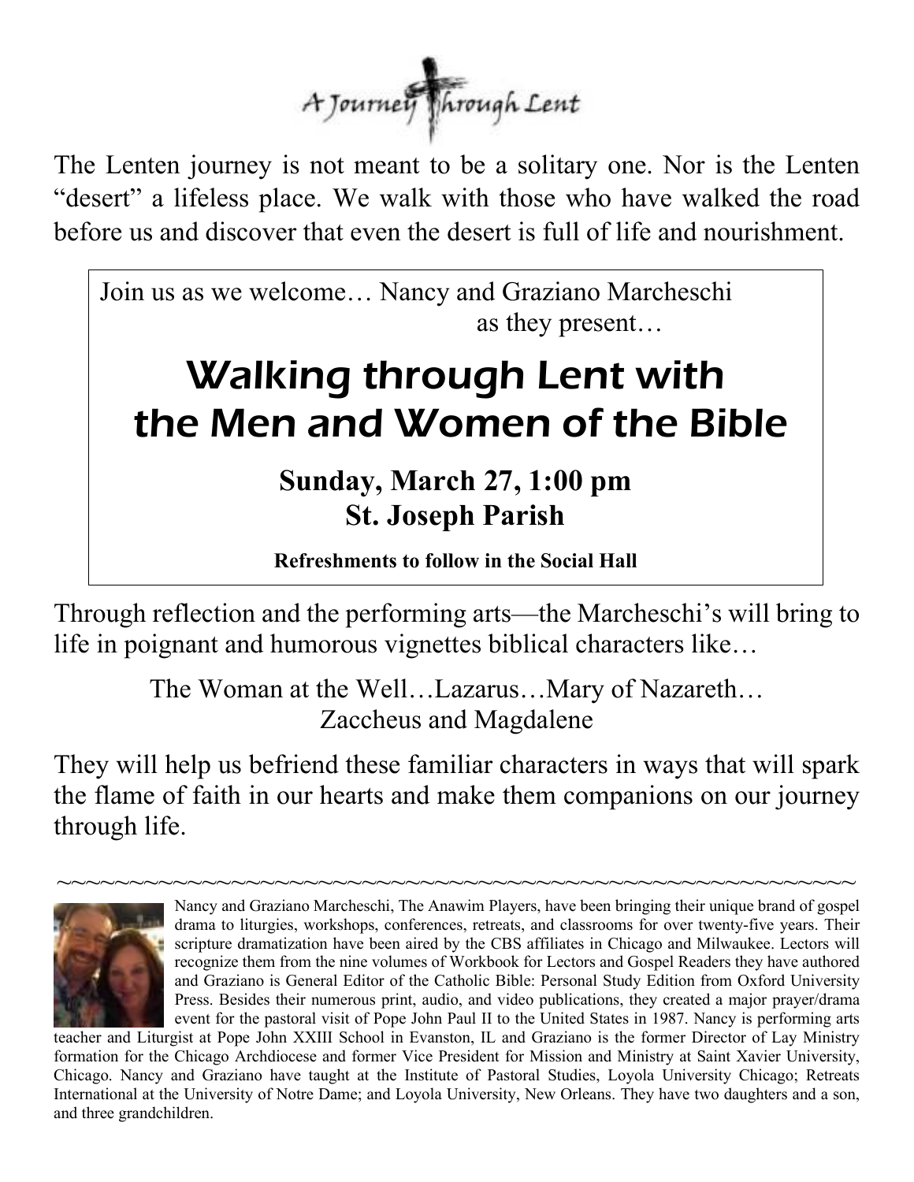A Journey through Lent

The Lenten journey is not meant to be a solitary one. Nor is the Lenten "desert" a lifeless place. We walk with those who have walked the road before us and discover that even the desert is full of life and nourishment.

Join us as we welcome… Nancy and Graziano Marcheschi as they present…

# *Walking through Lent with the Men and Women of the Bible*

**Sunday, March 27, 1:00 pm**
**St. Joseph Parish**

**Refreshments to follow in the Social Hall**

Through reflection and the performing arts—the Marcheschi's will bring to life in poignant and humorous vignettes biblical characters like…

The Woman at the Well…Lazarus…Mary of Nazareth…
Zaccheus and Magdalene

They will help us befriend these familiar characters in ways that will spark the flame of faith in our hearts and make them companions on our journey through life.

~~~~~~~~~~~~~~~~~~~~~~~~~~~~~~~~~~~~~~~~~~~~~~~~~~~~~~~~

Nancy and Graziano Marcheschi, The Anawim Players, have been bringing their unique brand of gospel drama to liturgies, workshops, conferences, retreats, and classrooms for over twenty-five years. Their scripture dramatization have been aired by the CBS affiliates in Chicago and Milwaukee. Lectors will recognize them from the nine volumes of Workbook for Lectors and Gospel Readers they have authored and Graziano is General Editor of the Catholic Bible: Personal Study Edition from Oxford University Press. Besides their numerous print, audio, and video publications, they created a major prayer/drama event for the pastoral visit of Pope John Paul II to the United States in 1987. Nancy is performing arts teacher and Liturgist at Pope John XXIII School in Evanston, IL and Graziano is the former Director of Lay Ministry formation for the Chicago Archdiocese and former Vice President for Mission and Ministry at Saint Xavier University, Chicago. Nancy and Graziano have taught at the Institute of Pastoral Studies, Loyola University Chicago; Retreats International at the University of Notre Dame; and Loyola University, New Orleans. They have two daughters and a son, and three grandchildren.